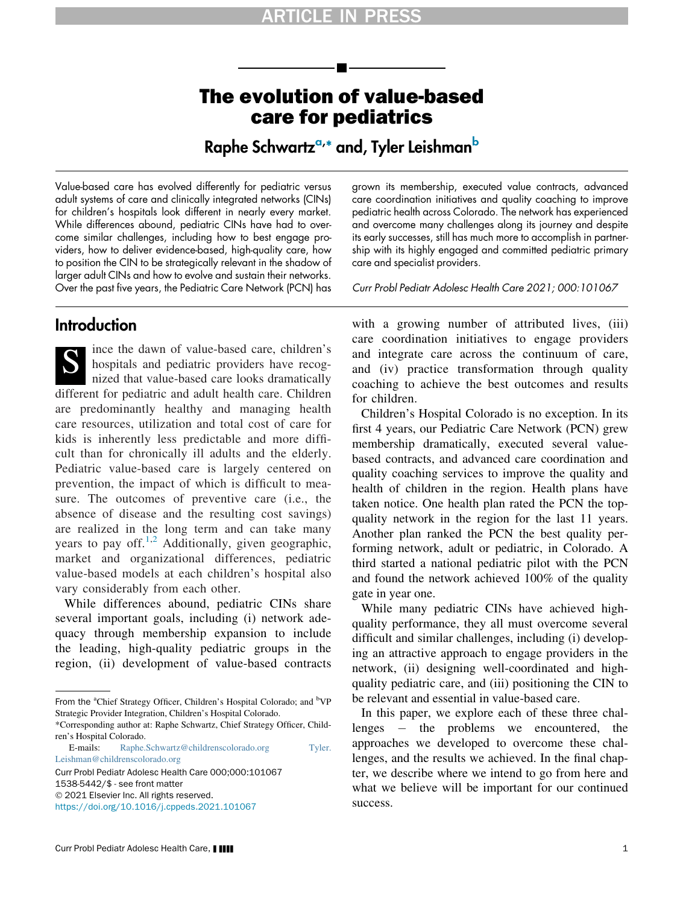# The evolution of value-based care for pediatrics

Raphe Schwartz[a,*] and, Tyler Leishman[b]

Value-based care has evolved differently for pediatric versus adult systems of care and clinically integrated networks (CINs) for children's hospitals look different in nearly every market. While differences abound, pediatric CINs have had to overcome similar challenges, including how to best engage providers, how to deliver evidence-based, high-quality care, how to position the CIN to be strategically relevant in the shadow of larger adult CINs and how to evolve and sustain their networks. Over the past five years, the Pediatric Care Network (PCN) has grown its membership, executed value contracts, advanced care coordination initiatives and quality coaching to improve pediatric health across Colorado. The network has experienced and overcome many challenges along its journey and despite its early successes, still has much more to accomplish in partnership with its highly engaged and committed pediatric primary care and specialist providers.

*Curr Probl Pediatr Adolesc Health Care 2021; 000:101067*

## Introduction

Since the dawn of value-based care, children's hospitals and pediatric providers have recognized that value-based care looks dramatically different for pediatric and adult health care. Children are predominantly healthy and managing health care resources, utilization and total cost of care for kids is inherently less predictable and more difficult than for chronically ill adults and the elderly. Pediatric value-based care is largely centered on prevention, the impact of which is difficult to measure. The outcomes of preventive care (i.e., the absence of disease and the resulting cost savings) are realized in the long term and can take many years to pay off.[1,2] Additionally, given geographic, market and organizational differences, pediatric value-based models at each children's hospital also vary considerably from each other.

While differences abound, pediatric CINs share several important goals, including (i) network adequacy through membership expansion to include the leading, high-quality pediatric groups in the region, (ii) development of value-based contracts with a growing number of attributed lives, (iii) care coordination initiatives to engage providers and integrate care across the continuum of care, and (iv) practice transformation through quality coaching to achieve the best outcomes and results for children.

Children's Hospital Colorado is no exception. In its first 4 years, our Pediatric Care Network (PCN) grew membership dramatically, executed several value-based contracts, and advanced care coordination and quality coaching services to improve the quality and health of children in the region. Health plans have taken notice. One health plan rated the PCN the top-quality network in the region for the last 11 years. Another plan ranked the PCN the best quality performing network, adult or pediatric, in Colorado. A third started a national pediatric pilot with the PCN and found the network achieved 100% of the quality gate in year one.

While many pediatric CINs have achieved high-quality performance, they all must overcome several difficult and similar challenges, including (i) developing an attractive approach to engage providers in the network, (ii) designing well-coordinated and high-quality pediatric care, and (iii) positioning the CIN to be relevant and essential in value-based care.

In this paper, we explore each of these three challenges – the problems we encountered, the approaches we developed to overcome these challenges, and the results we achieved. In the final chapter, we describe where we intend to go from here and what we believe will be important for our continued success.

---

From the [a]Chief Strategy Officer, Children's Hospital Colorado; and [b]VP Strategic Provider Integration, Children's Hospital Colorado.

*Corresponding author at: Raphe Schwartz, Chief Strategy Officer, Children's Hospital Colorado.

E-mails: Raphe.Schwartz@childrenscolorado.org Tyler.Leishman@childrenscolorado.org

Curr Probl Pediatr Adolesc Health Care 000;000:101067

1538-5442/$ - see front matter

© 2021 Elsevier Inc. All rights reserved.

https://doi.org/10.1016/j.cppeds.2021.101067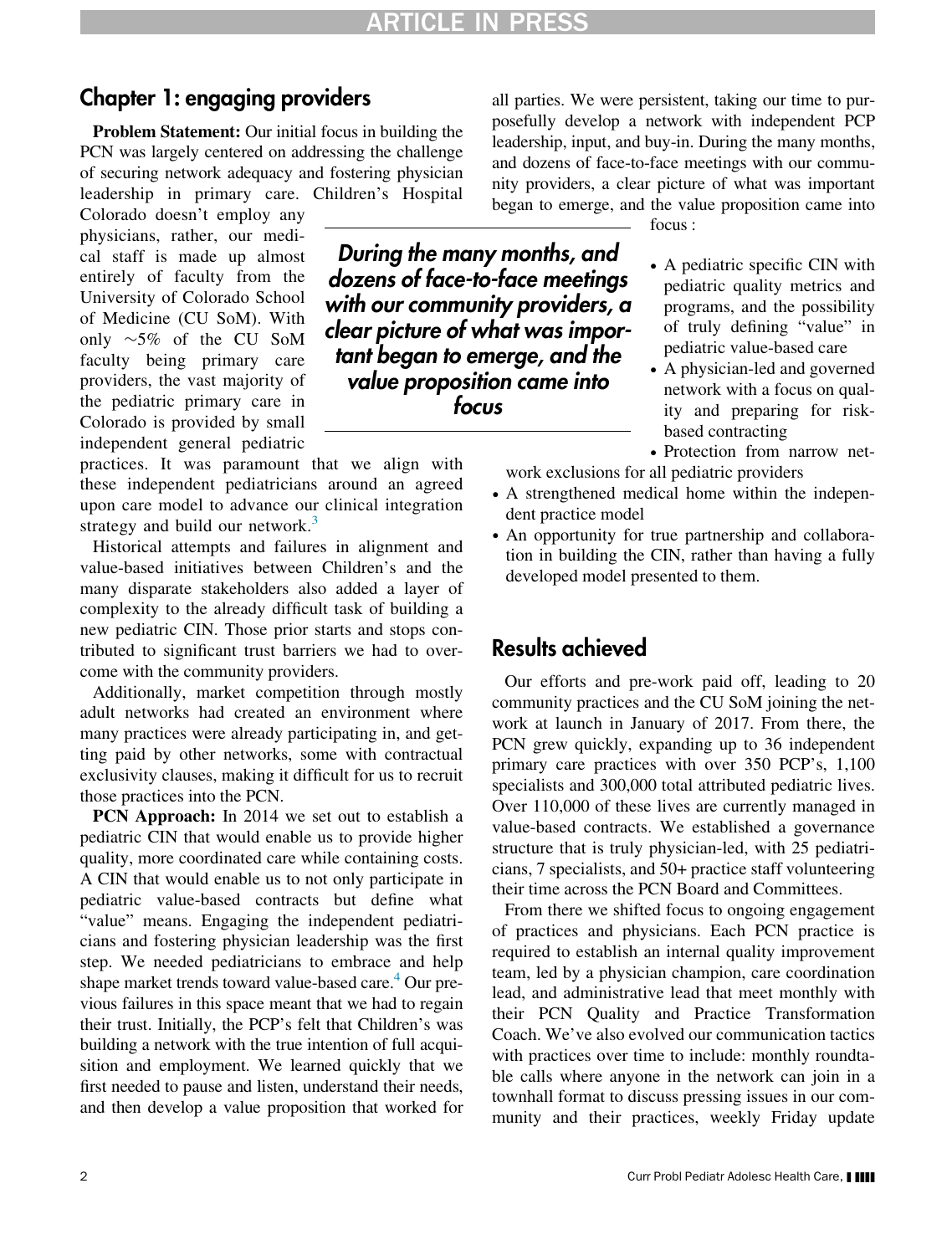## Chapter 1: engaging providers

**Problem Statement:** Our initial focus in building the PCN was largely centered on addressing the challenge of securing network adequacy and fostering physician leadership in primary care. Children's Hospital Colorado doesn't employ any physicians, rather, our medical staff is made up almost entirely of faculty from the University of Colorado School of Medicine (CU SoM). With only ~5% of the CU SoM faculty being primary care providers, the vast majority of the pediatric primary care in Colorado is provided by small independent general pediatric practices. It was paramount that we align with these independent pediatricians around an agreed upon care model to advance our clinical integration strategy and build our network.[3]

Historical attempts and failures in alignment and value-based initiatives between Children's and the many disparate stakeholders also added a layer of complexity to the already difficult task of building a new pediatric CIN. Those prior starts and stops contributed to significant trust barriers we had to overcome with the community providers.

Additionally, market competition through mostly adult networks had created an environment where many practices were already participating in, and getting paid by other networks, some with contractual exclusivity clauses, making it difficult for us to recruit those practices into the PCN.

**PCN Approach:** In 2014 we set out to establish a pediatric CIN that would enable us to provide higher quality, more coordinated care while containing costs. A CIN that would enable us to not only participate in pediatric value-based contracts but define what "value" means. Engaging the independent pediatricians and fostering physician leadership was the first step. We needed pediatricians to embrace and help shape market trends toward value-based care.[4] Our previous failures in this space meant that we had to regain their trust. Initially, the PCP's felt that Children's was building a network with the true intention of full acquisition and employment. We learned quickly that we first needed to pause and listen, understand their needs, and then develop a value proposition that worked for all parties. We were persistent, taking our time to purposefully develop a network with independent PCP leadership, input, and buy-in. During the many months, and dozens of face-to-face meetings with our community providers, a clear picture of what was important began to emerge, and the value proposition came into focus :

*During the many months, and dozens of face-to-face meetings with our community providers, a clear picture of what was important began to emerge, and the value proposition came into focus*

- A pediatric specific CIN with pediatric quality metrics and programs, and the possibility of truly defining "value" in pediatric value-based care
- A physician-led and governed network with a focus on quality and preparing for risk-based contracting
- Protection from narrow network exclusions for all pediatric providers
- A strengthened medical home within the independent practice model
- An opportunity for true partnership and collaboration in building the CIN, rather than having a fully developed model presented to them.

## Results achieved

Our efforts and pre-work paid off, leading to 20 community practices and the CU SoM joining the network at launch in January of 2017. From there, the PCN grew quickly, expanding up to 36 independent primary care practices with over 350 PCP's, 1,100 specialists and 300,000 total attributed pediatric lives. Over 110,000 of these lives are currently managed in value-based contracts. We established a governance structure that is truly physician-led, with 25 pediatricians, 7 specialists, and 50+ practice staff volunteering their time across the PCN Board and Committees.

From there we shifted focus to ongoing engagement of practices and physicians. Each PCN practice is required to establish an internal quality improvement team, led by a physician champion, care coordination lead, and administrative lead that meet monthly with their PCN Quality and Practice Transformation Coach. We've also evolved our communication tactics with practices over time to include: monthly roundtable calls where anyone in the network can join in a townhall format to discuss pressing issues in our community and their practices, weekly Friday update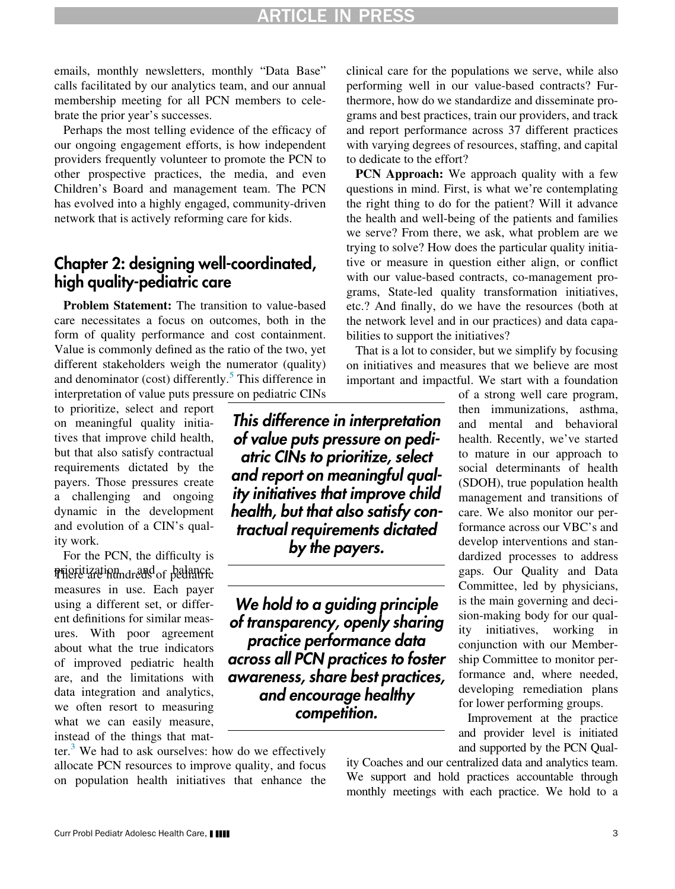emails, monthly newsletters, monthly "Data Base" calls facilitated by our analytics team, and our annual membership meeting for all PCN members to celebrate the prior year's successes.

Perhaps the most telling evidence of the efficacy of our ongoing engagement efforts, is how independent providers frequently volunteer to promote the PCN to other prospective practices, the media, and even Children's Board and management team. The PCN has evolved into a highly engaged, community-driven network that is actively reforming care for kids.

## Chapter 2: designing well-coordinated, high quality-pediatric care

**Problem Statement:** The transition to value-based care necessitates a focus on outcomes, both in the form of quality performance and cost containment. Value is commonly defined as the ratio of the two, yet different stakeholders weigh the numerator (quality) and denominator (cost) differently.[5] This difference in interpretation of value puts pressure on pediatric CINs to prioritize, select and report on meaningful quality initiatives that improve child health, but that also satisfy contractual requirements dictated by the payers. Those pressures create a challenging and ongoing dynamic in the development and evolution of a CIN's quality work.

*This difference in interpretation of value puts pressure on pediatric CINs to prioritize, select and report on meaningful quality initiatives that improve child health, but that also satisfy contractual requirements dictated by the payers.*

For the PCN, the difficulty is prioritization and balance. There are hundreds of pediatric measures in use. Each payer using a different set, or different definitions for similar measures. With poor agreement about what the true indicators of improved pediatric health are, and the limitations with data integration and analytics, we often resort to measuring what we can easily measure, instead of the things that matter.[3] We had to ask ourselves: how do we effectively allocate PCN resources to improve quality, and focus on population health initiatives that enhance the clinical care for the populations we serve, while also performing well in our value-based contracts? Furthermore, how do we standardize and disseminate programs and best practices, train our providers, and track and report performance across 37 different practices with varying degrees of resources, staffing, and capital to dedicate to the effort?

*We hold to a guiding principle of transparency, openly sharing practice performance data across all PCN practices to foster awareness, share best practices, and encourage healthy competition.*

**PCN Approach:** We approach quality with a few questions in mind. First, is what we're contemplating the right thing to do for the patient? Will it advance the health and well-being of the patients and families we serve? From there, we ask, what problem are we trying to solve? How does the particular quality initiative or measure in question either align, or conflict with our value-based contracts, co-management programs, State-led quality transformation initiatives, etc.? And finally, do we have the resources (both at the network level and in our practices) and data capabilities to support the initiatives?

That is a lot to consider, but we simplify by focusing on initiatives and measures that we believe are most important and impactful. We start with a foundation of a strong well care program, then immunizations, asthma, and mental and behavioral health. Recently, we've started to mature in our approach to social determinants of health (SDOH), true population health management and transitions of care. We also monitor our performance across our VBC's and develop interventions and standardized processes to address gaps. Our Quality and Data Committee, led by physicians, is the main governing and decision-making body for our quality initiatives, working in conjunction with our Membership Committee to monitor performance and, where needed, developing remediation plans for lower performing groups.

Improvement at the practice and provider level is initiated and supported by the PCN Quality Coaches and our centralized data and analytics team. We support and hold practices accountable through monthly meetings with each practice. We hold to a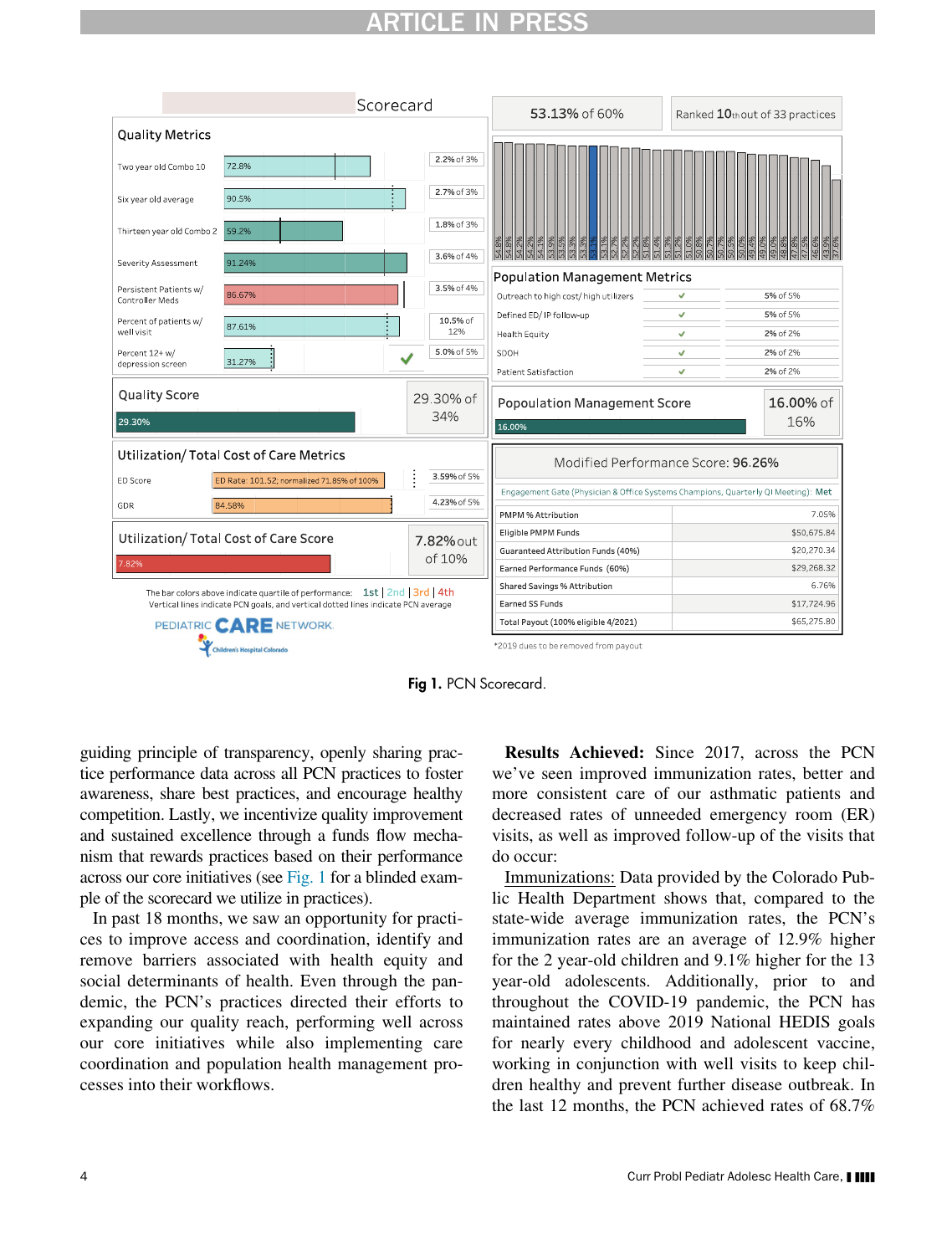Scorecard

53.13% of 60%

Ranked 10th out of 33 practices

54.8% 54.8% 54.2% 54.2% 54.1% 53.9% 53.5% 53.3% 53.3% 53.1% 53.1% 52.7% 52.6% 52.2% 52.2% 51.8% 51.4% 51.3% 51.2% 51.0% 50.8% 50.7% 50.5% 50.0% 49.4% 49.0% 49.0% 48.8% 47.8% 47.5% 46.6% 43.9% 37.6%

**Quality Metrics**

Two year old Combo 10 — 72.8% — 2.2% of 3%

Six year old average — 90.5% — 2.7% of 3%

Thirteen year old Combo 2 — 59.2% — 1.8% of 3%

Severity Assessment — 91.24% — 3.6% of 4%

Persistent Patients w/ Controller Meds — 86.67% — 3.5% of 4%

Percent of patients w/ well visit — 87.61% — 10.5% of 12%

Percent 12+ w/ depression screen — 31.27% — ✓ — 5.0% of 5%

**Quality Score** — 29.30% — 29.30% of 34%

**Population Management Metrics**

| | | |
|---|---|---|
| Outreach to high cost/ high utilizers | ✓ | 5% of 5% |
| Defined ED/ IP follow-up | ✓ | 5% of 5% |
| Health Equity | ✓ | 2% of 2% |
| SDOH | ✓ | 2% of 2% |
| Patient Satisfaction | ✓ | 2% of 2% |

**Popoulation Management Score** — 16.00% — 16.00% of 16%

**Utilization/ Total Cost of Care Metrics**

ED Score — ED Rate: 101.52, normalized 71.85% of 100% — 3.59% of 5%

GDR — 84.58% — 4.23% of 5%

**Utilization/ Total Cost of Care Score** — 7.82% — 7.82% out of 10%

Modified Performance Score: 96.26%

Engagement Gate (Physician & Office Systems Champions, Quarterly QI Meeting): Met

| | |
|---|---|
| PMPM % Attribution | 7.05% |
| Eligible PMPM Funds | $50,675.84 |
| Guaranteed Attribution Funds (40%) | $20,270.34 |
| Earned Performance Funds (60%) | $29,268.32 |
| Shared Savings % Attribution | 6.76% |
| Earned SS Funds | $17,724.96 |
| Total Payout (100% eligible 4/2021) | $65,275.80 |

The bar colors above indicate quartile of performance: 1st | 2nd | 3rd | 4th
Vertical lines indicate PCN goals, and vertical dotted lines indicate PCN average

PEDIATRIC CARE NETWORK. Children's Hospital Colorado

*2019 dues to be removed from payout

**Fig 1.** PCN Scorecard.

guiding principle of transparency, openly sharing practice performance data across all PCN practices to foster awareness, share best practices, and encourage healthy competition. Lastly, we incentivize quality improvement and sustained excellence through a funds flow mechanism that rewards practices based on their performance across our core initiatives (see Fig. 1 for a blinded example of the scorecard we utilize in practices).

In past 18 months, we saw an opportunity for practices to improve access and coordination, identify and remove barriers associated with health equity and social determinants of health. Even through the pandemic, the PCN's practices directed their efforts to expanding our quality reach, performing well across our core initiatives while also implementing care coordination and population health management processes into their workflows.

**Results Achieved:** Since 2017, across the PCN we've seen improved immunization rates, better and more consistent care of our asthmatic patients and decreased rates of unneeded emergency room (ER) visits, as well as improved follow-up of the visits that do occur:

Immunizations: Data provided by the Colorado Public Health Department shows that, compared to the state-wide average immunization rates, the PCN's immunization rates are an average of 12.9% higher for the 2 year-old children and 9.1% higher for the 13 year-old adolescents. Additionally, prior to and throughout the COVID-19 pandemic, the PCN has maintained rates above 2019 National HEDIS goals for nearly every childhood and adolescent vaccine, working in conjunction with well visits to keep children healthy and prevent further disease outbreak. In the last 12 months, the PCN achieved rates of 68.7%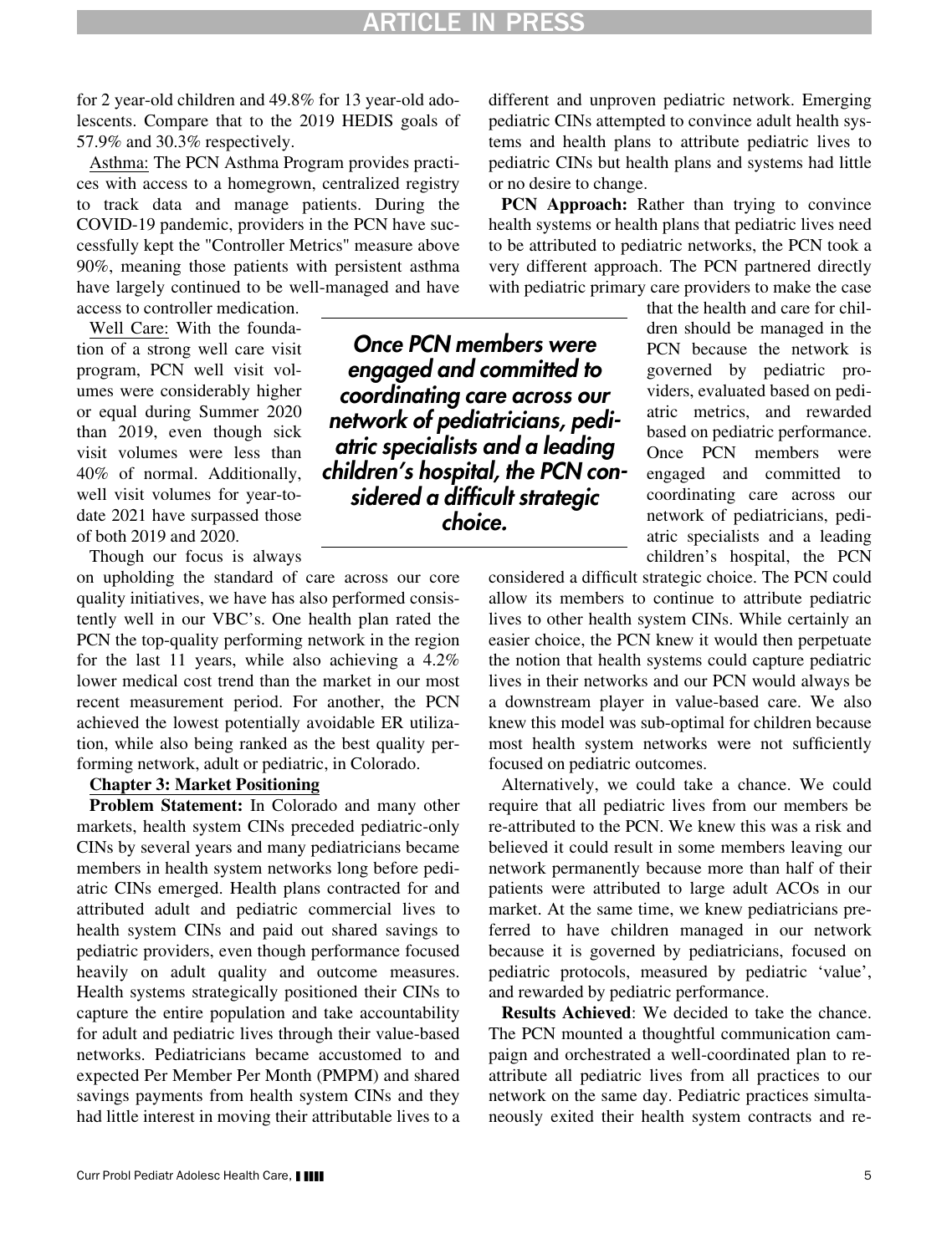for 2 year-old children and 49.8% for 13 year-old adolescents. Compare that to the 2019 HEDIS goals of 57.9% and 30.3% respectively.

Asthma: The PCN Asthma Program provides practices with access to a homegrown, centralized registry to track data and manage patients. During the COVID-19 pandemic, providers in the PCN have successfully kept the "Controller Metrics" measure above 90%, meaning those patients with persistent asthma have largely continued to be well-managed and have access to controller medication.

Well Care: With the foundation of a strong well care visit program, PCN well visit volumes were considerably higher or equal during Summer 2020 than 2019, even though sick visit volumes were less than 40% of normal. Additionally, well visit volumes for year-to-date 2021 have surpassed those of both 2019 and 2020.

Though our focus is always on upholding the standard of care across our core quality initiatives, we have has also performed consistently well in our VBC's. One health plan rated the PCN the top-quality performing network in the region for the last 11 years, while also achieving a 4.2% lower medical cost trend than the market in our most recent measurement period. For another, the PCN achieved the lowest potentially avoidable ER utilization, while also being ranked as the best quality performing network, adult or pediatric, in Colorado.

## Chapter 3: Market Positioning

**Problem Statement:** In Colorado and many other markets, health system CINs preceded pediatric-only CINs by several years and many pediatricians became members in health system networks long before pediatric CINs emerged. Health plans contracted for and attributed adult and pediatric commercial lives to health system CINs and paid out shared savings to pediatric providers, even though performance focused heavily on adult quality and outcome measures. Health systems strategically positioned their CINs to capture the entire population and take accountability for adult and pediatric lives through their value-based networks. Pediatricians became accustomed to and expected Per Member Per Month (PMPM) and shared savings payments from health system CINs and they had little interest in moving their attributable lives to a different and unproven pediatric network. Emerging pediatric CINs attempted to convince adult health systems and health plans to attribute pediatric lives to pediatric CINs but health plans and systems had little or no desire to change.

**PCN Approach:** Rather than trying to convince health systems or health plans that pediatric lives need to be attributed to pediatric networks, the PCN took a very different approach. The PCN partnered directly with pediatric primary care providers to make the case that the health and care for children should be managed in the PCN because the network is governed by pediatric providers, evaluated based on pediatric metrics, and rewarded based on pediatric performance. Once PCN members were engaged and committed to coordinating care across our network of pediatricians, pediatric specialists and a leading children's hospital, the PCN considered a difficult strategic choice. The PCN could allow its members to continue to attribute pediatric lives to other health system CINs. While certainly an easier choice, the PCN knew it would then perpetuate the notion that health systems could capture pediatric lives in their networks and our PCN would always be a downstream player in value-based care. We also knew this model was sub-optimal for children because most health system networks were not sufficiently focused on pediatric outcomes.

> *Once PCN members were engaged and committed to coordinating care across our network of pediatricians, pediatric specialists and a leading children's hospital, the PCN considered a difficult strategic choice.*

Alternatively, we could take a chance. We could require that all pediatric lives from our members be re-attributed to the PCN. We knew this was a risk and believed it could result in some members leaving our network permanently because more than half of their patients were attributed to large adult ACOs in our market. At the same time, we knew pediatricians preferred to have children managed in our network because it is governed by pediatricians, focused on pediatric protocols, measured by pediatric 'value', and rewarded by pediatric performance.

**Results Achieved**: We decided to take the chance. The PCN mounted a thoughtful communication campaign and orchestrated a well-coordinated plan to re-attribute all pediatric lives from all practices to our network on the same day. Pediatric practices simultaneously exited their health system contracts and re-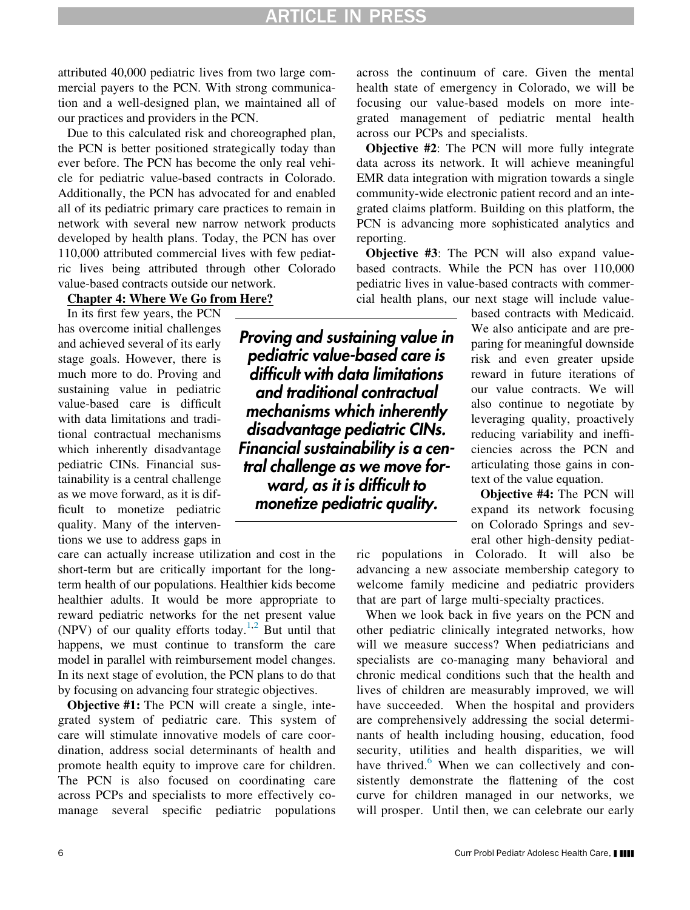attributed 40,000 pediatric lives from two large commercial payers to the PCN. With strong communication and a well-designed plan, we maintained all of our practices and providers in the PCN.

Due to this calculated risk and choreographed plan, the PCN is better positioned strategically today than ever before. The PCN has become the only real vehicle for pediatric value-based contracts in Colorado. Additionally, the PCN has advocated for and enabled all of its pediatric primary care practices to remain in network with several new narrow network products developed by health plans. Today, the PCN has over 110,000 attributed commercial lives with few pediatric lives being attributed through other Colorado value-based contracts outside our network.

## Chapter 4: Where We Go from Here?

In its first few years, the PCN has overcome initial challenges and achieved several of its early stage goals. However, there is much more to do. Proving and sustaining value in pediatric value-based care is difficult with data limitations and traditional contractual mechanisms which inherently disadvantage pediatric CINs. Financial sustainability is a central challenge as we move forward, as it is difficult to monetize pediatric quality. Many of the interventions we use to address gaps in care can actually increase utilization and cost in the short-term but are critically important for the long-term health of our populations. Healthier kids become healthier adults. It would be more appropriate to reward pediatric networks for the net present value (NPV) of our quality efforts today.[1,2] But until that happens, we must continue to transform the care model in parallel with reimbursement model changes. In its next stage of evolution, the PCN plans to do that by focusing on advancing four strategic objectives.

> ***Proving and sustaining value in pediatric value-based care is difficult with data limitations and traditional contractual mechanisms which inherently disadvantage pediatric CINs. Financial sustainability is a central challenge as we move forward, as it is difficult to monetize pediatric quality.***

**Objective #1:** The PCN will create a single, integrated system of pediatric care. This system of care will stimulate innovative models of care coordination, address social determinants of health and promote health equity to improve care for children. The PCN is also focused on coordinating care across PCPs and specialists to more effectively co-manage several specific pediatric populations across the continuum of care. Given the mental health state of emergency in Colorado, we will be focusing our value-based models on more integrated management of pediatric mental health across our PCPs and specialists.

**Objective #2**: The PCN will more fully integrate data across its network. It will achieve meaningful EMR data integration with migration towards a single community-wide electronic patient record and an integrated claims platform. Building on this platform, the PCN is advancing more sophisticated analytics and reporting.

**Objective #3**: The PCN will also expand value-based contracts. While the PCN has over 110,000 pediatric lives in value-based contracts with commercial health plans, our next stage will include value-based contracts with Medicaid. We also anticipate and are preparing for meaningful downside risk and even greater upside reward in future iterations of our value contracts. We will also continue to negotiate by leveraging quality, proactively reducing variability and inefficiencies across the PCN and articulating those gains in context of the value equation.

**Objective #4:** The PCN will expand its network focusing on Colorado Springs and several other high-density pediatric populations in Colorado. It will also be advancing a new associate membership category to welcome family medicine and pediatric providers that are part of large multi-specialty practices.

When we look back in five years on the PCN and other pediatric clinically integrated networks, how will we measure success? When pediatricians and specialists are co-managing many behavioral and chronic medical conditions such that the health and lives of children are measurably improved, we will have succeeded. When the hospital and providers are comprehensively addressing the social determinants of health including housing, education, food security, utilities and health disparities, we will have thrived.[6] When we can collectively and consistently demonstrate the flattening of the cost curve for children managed in our networks, we will prosper. Until then, we can celebrate our early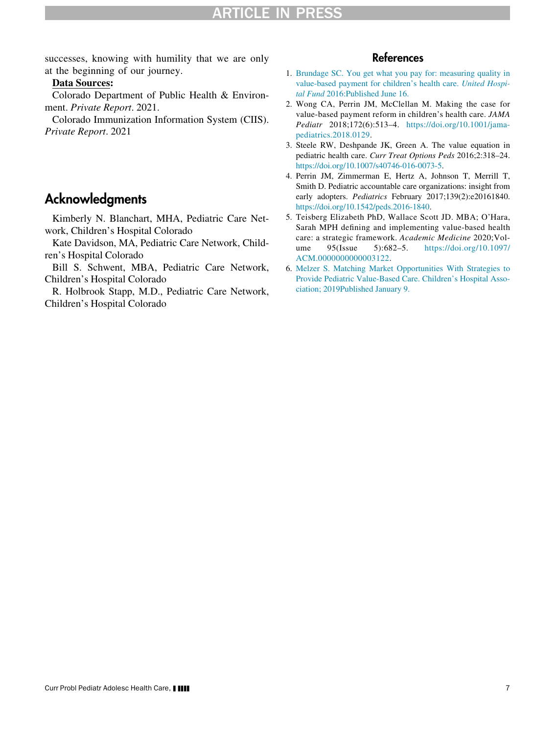successes, knowing with humility that we are only at the beginning of our journey.

**Data Sources:**

Colorado Department of Public Health & Environment. *Private Report*. 2021.

Colorado Immunization Information System (CIIS). *Private Report*. 2021

## Acknowledgments

Kimberly N. Blanchart, MHA, Pediatric Care Network, Children's Hospital Colorado

Kate Davidson, MA, Pediatric Care Network, Children's Hospital Colorado

Bill S. Schwent, MBA, Pediatric Care Network, Children's Hospital Colorado

R. Holbrook Stapp, M.D., Pediatric Care Network, Children's Hospital Colorado

## References

1. Brundage SC. You get what you pay for: measuring quality in value-based payment for children's health care. *United Hospital Fund* 2016:Published June 16.
2. Wong CA, Perrin JM, McClellan M. Making the case for value-based payment reform in children's health care. *JAMA Pediatr* 2018;172(6):513–4. https://doi.org/10.1001/jamapediatrics.2018.0129.
3. Steele RW, Deshpande JK, Green A. The value equation in pediatric health care. *Curr Treat Options Peds* 2016;2:318–24. https://doi.org/10.1007/s40746-016-0073-5.
4. Perrin JM, Zimmerman E, Hertz A, Johnson T, Merrill T, Smith D. Pediatric accountable care organizations: insight from early adopters. *Pediatrics* February 2017;139(2):e20161840. https://doi.org/10.1542/peds.2016-1840.
5. Teisberg Elizabeth PhD, Wallace Scott JD. MBA; O'Hara, Sarah MPH defining and implementing value-based health care: a strategic framework. *Academic Medicine* 2020;Volume 95(Issue 5):682–5. https://doi.org/10.1097/ACM.0000000000003122.
6. Melzer S. Matching Market Opportunities With Strategies to Provide Pediatric Value-Based Care. Children's Hospital Association; 2019Published January 9.